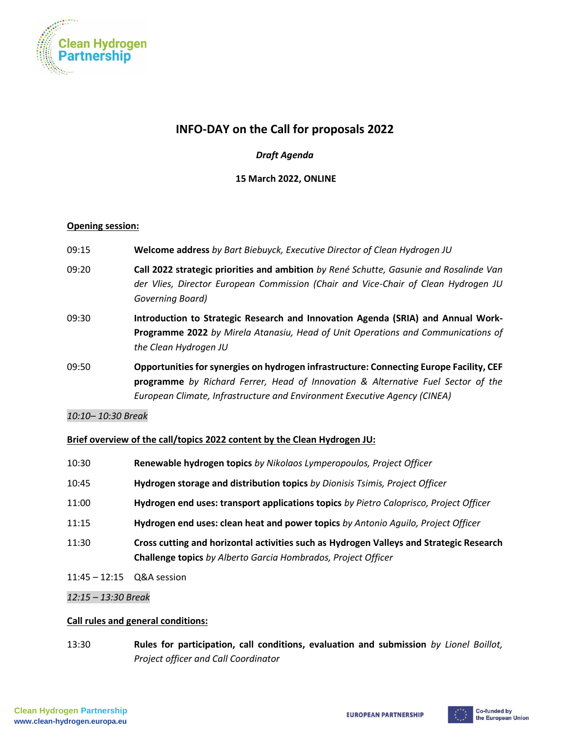# INFO-DAY on the Call for proposals 2022

*Draft Agenda*

**15 March 2022, ONLINE**

**Opening session:**

09:15 **Welcome address** *by Bart Biebuyck, Executive Director of Clean Hydrogen JU*

09:20 **Call 2022 strategic priorities and ambition** *by René Schutte, Gasunie and Rosalinde Van der Vlies, Director European Commission (Chair and Vice-Chair of Clean Hydrogen JU Governing Board)*

09:30 **Introduction to Strategic Research and Innovation Agenda (SRIA) and Annual Work-Programme 2022** *by Mirela Atanasiu, Head of Unit Operations and Communications of the Clean Hydrogen JU*

09:50 **Opportunities for synergies on hydrogen infrastructure: Connecting Europe Facility, CEF programme** *by Richard Ferrer, Head of Innovation & Alternative Fuel Sector of the European Climate, Infrastructure and Environment Executive Agency (CINEA)*

*10:10– 10:30 Break*

**Brief overview of the call/topics 2022 content by the Clean Hydrogen JU:**

10:30 **Renewable hydrogen topics** *by Nikolaos Lymperopoulos, Project Officer*

10:45 **Hydrogen storage and distribution topics** *by Dionisis Tsimis, Project Officer*

11:00 **Hydrogen end uses: transport applications topics** *by Pietro Caloprisco, Project Officer*

11:15 **Hydrogen end uses: clean heat and power topics** *by Antonio Aguilo, Project Officer*

11:30 **Cross cutting and horizontal activities such as Hydrogen Valleys and Strategic Research Challenge topics** *by Alberto Garcia Hombrados, Project Officer*

11:45 – 12:15 Q&A session

*12:15 – 13:30 Break*

**Call rules and general conditions:**

13:30 **Rules for participation, call conditions, evaluation and submission** *by Lionel Boillot, Project officer and Call Coordinator*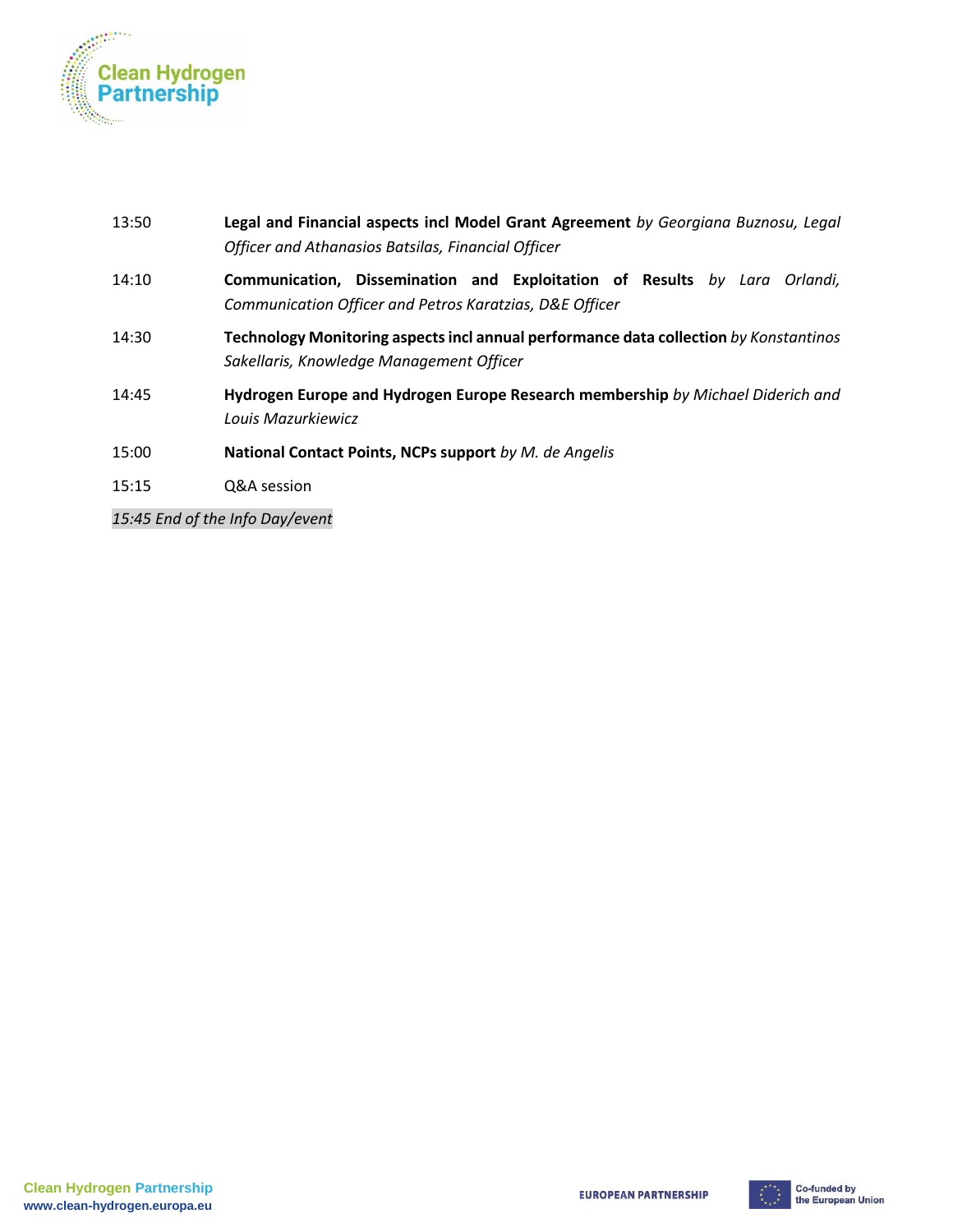13:50 **Legal and Financial aspects incl Model Grant Agreement** *by Georgiana Buznosu, Legal Officer and Athanasios Batsilas, Financial Officer*

14:10 **Communication, Dissemination and Exploitation of Results** *by Lara Orlandi, Communication Officer and Petros Karatzias, D&E Officer*

14:30 **Technology Monitoring aspects incl annual performance data collection** *by Konstantinos Sakellaris, Knowledge Management Officer*

14:45 **Hydrogen Europe and Hydrogen Europe Research membership** *by Michael Diderich and Louis Mazurkiewicz*

15:00 **National Contact Points, NCPs support** *by M. de Angelis*

15:15 Q&A session

*15:45 End of the Info Day/event*